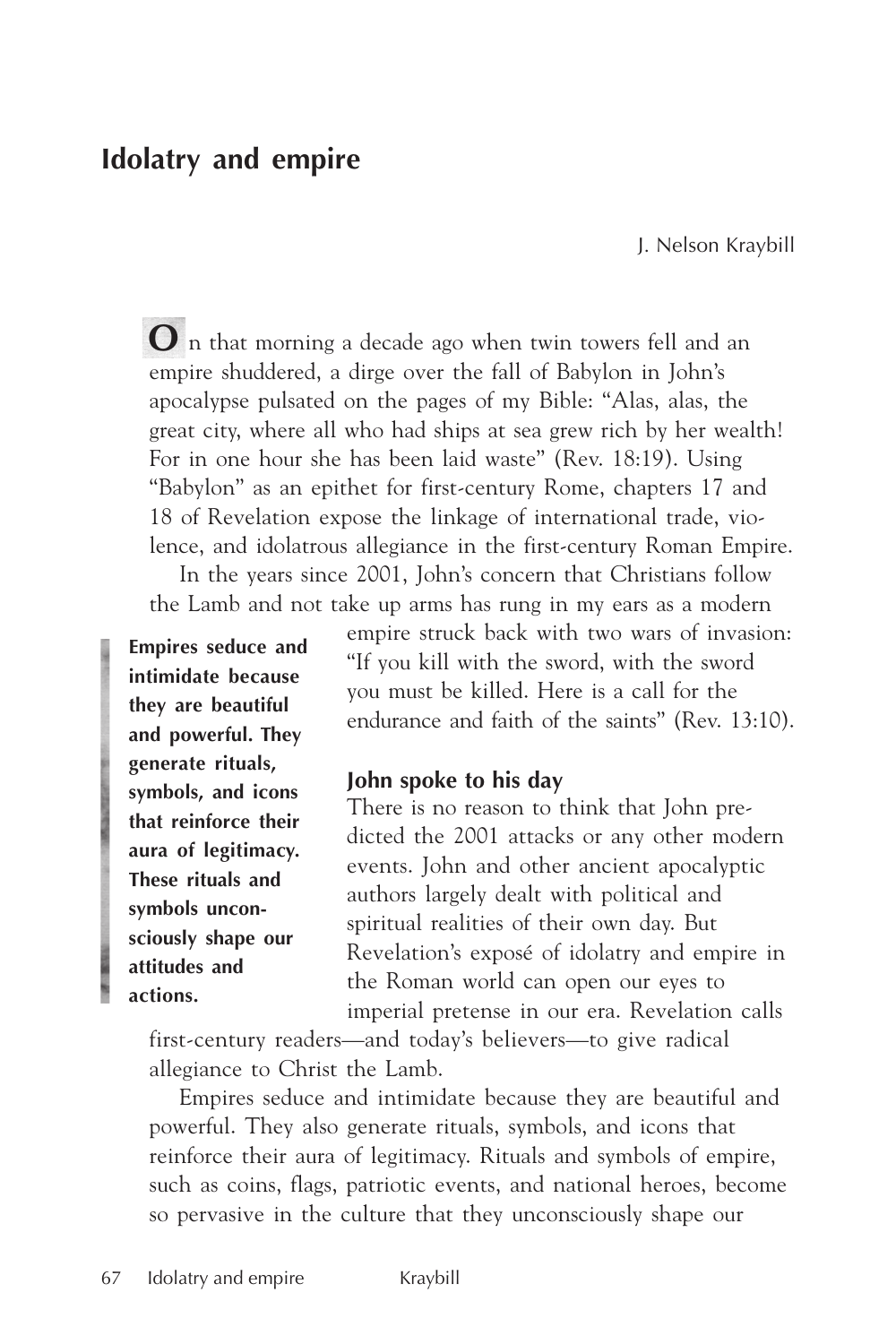# Idolatry and empire

J. Nelson Kraybill

On that morning a decade ago when twin towers fell and an empire shuddered, a dirge over the fall of Babylon in John's apocalypse pulsated on the pages of my Bible: "Alas, alas, the great city, where all who had ships at sea grew rich by her wealth! For in one hour she has been laid waste" (Rev. 18:19). Using "Babylon" as an epithet for first-century Rome, chapters 17 and 18 of Revelation expose the linkage of international trade, violence, and idolatrous allegiance in the first-century Roman Empire.

In the years since 2001, John's concern that Christians follow the Lamb and not take up arms has rung in my ears as a modern empire struck back with two wars of invasion: "If you kill with the sword, with the sword you must be killed. Here is a call for the endurance and faith of the saints" (Rev. 13:10).

> **Empires seduce and intimidate because they are beautiful and powerful. They generate rituals, symbols, and icons that reinforce their aura of legitimacy. These rituals and symbols unconsciously shape our attitudes and actions.**

## John spoke to his day

There is no reason to think that John predicted the 2001 attacks or any other modern events. John and other ancient apocalyptic authors largely dealt with political and spiritual realities of their own day. But Revelation's exposé of idolatry and empire in the Roman world can open our eyes to imperial pretense in our era. Revelation calls first-century readers—and today's believers—to give radical allegiance to Christ the Lamb.

Empires seduce and intimidate because they are beautiful and powerful. They also generate rituals, symbols, and icons that reinforce their aura of legitimacy. Rituals and symbols of empire, such as coins, flags, patriotic events, and national heroes, become so pervasive in the culture that they unconsciously shape our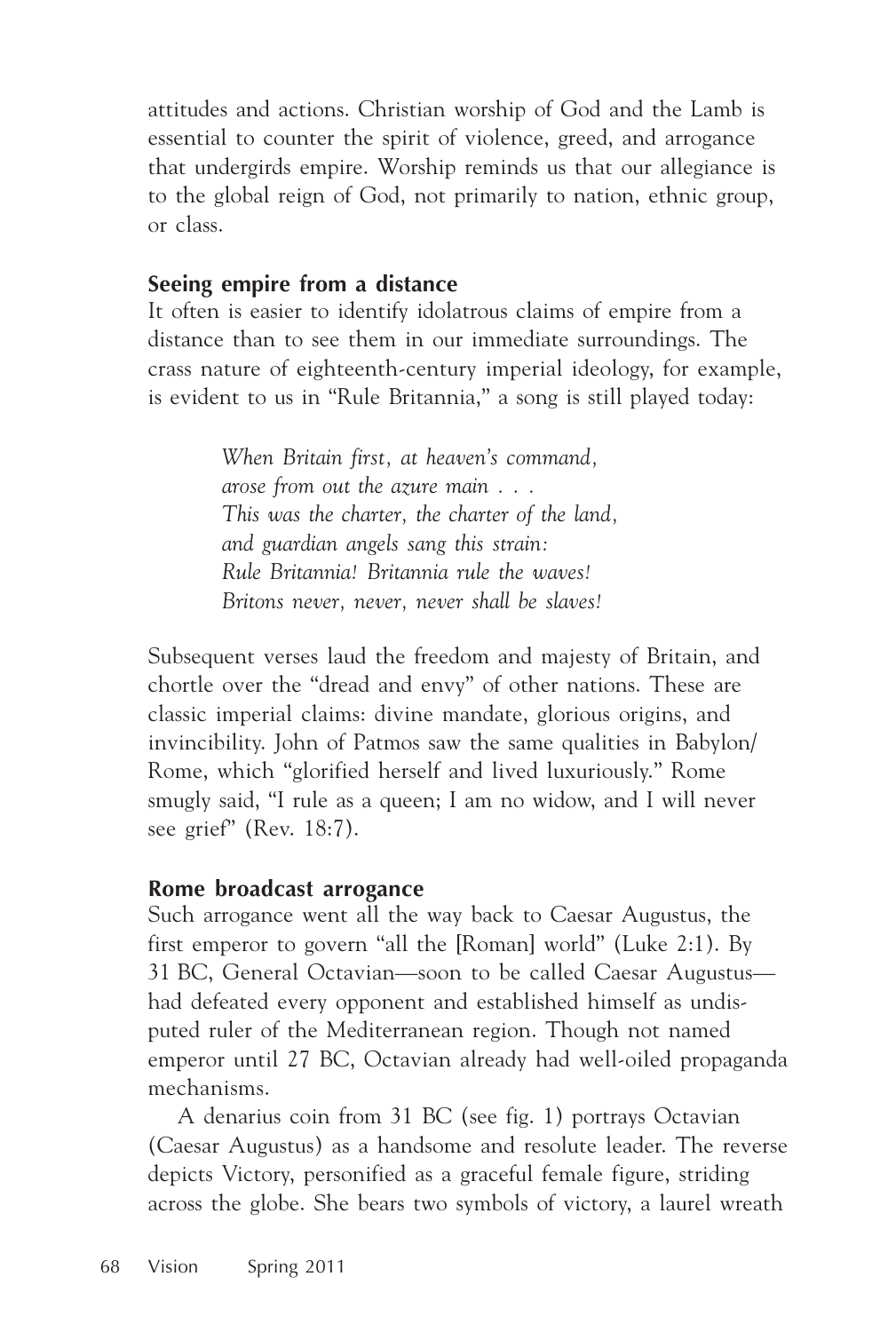attitudes and actions. Christian worship of God and the Lamb is essential to counter the spirit of violence, greed, and arrogance that undergirds empire. Worship reminds us that our allegiance is to the global reign of God, not primarily to nation, ethnic group, or class.

## Seeing empire from a distance

It often is easier to identify idolatrous claims of empire from a distance than to see them in our immediate surroundings. The crass nature of eighteenth-century imperial ideology, for example, is evident to us in "Rule Britannia," a song is still played today:

> *When Britain first, at heaven's command,*
> *arose from out the azure main . . .*
> *This was the charter, the charter of the land,*
> *and guardian angels sang this strain:*
> *Rule Britannia! Britannia rule the waves!*
> *Britons never, never, never shall be slaves!*

Subsequent verses laud the freedom and majesty of Britain, and chortle over the "dread and envy" of other nations. These are classic imperial claims: divine mandate, glorious origins, and invincibility. John of Patmos saw the same qualities in Babylon/Rome, which "glorified herself and lived luxuriously." Rome smugly said, "I rule as a queen; I am no widow, and I will never see grief" (Rev. 18:7).

## Rome broadcast arrogance

Such arrogance went all the way back to Caesar Augustus, the first emperor to govern "all the [Roman] world" (Luke 2:1). By 31 BC, General Octavian—soon to be called Caesar Augustus—had defeated every opponent and established himself as undisputed ruler of the Mediterranean region. Though not named emperor until 27 BC, Octavian already had well-oiled propaganda mechanisms.

A denarius coin from 31 BC (see fig. 1) portrays Octavian (Caesar Augustus) as a handsome and resolute leader. The reverse depicts Victory, personified as a graceful female figure, striding across the globe. She bears two symbols of victory, a laurel wreath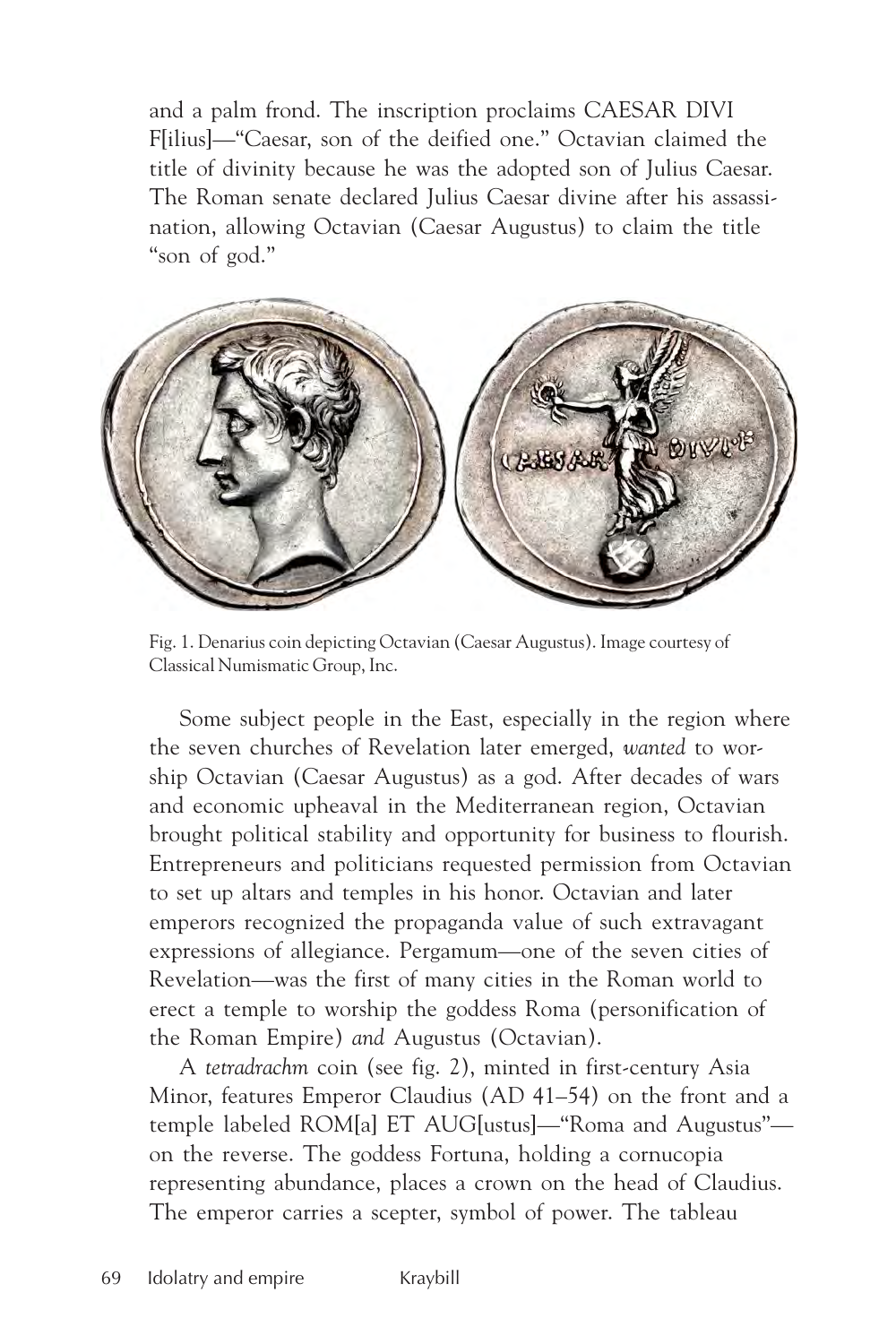and a palm frond. The inscription proclaims CAESAR DIVI F[ilius]—"Caesar, son of the deified one." Octavian claimed the title of divinity because he was the adopted son of Julius Caesar. The Roman senate declared Julius Caesar divine after his assassination, allowing Octavian (Caesar Augustus) to claim the title "son of god."

Fig. 1. Denarius coin depicting Octavian (Caesar Augustus). Image courtesy of Classical Numismatic Group, Inc.

Some subject people in the East, especially in the region where the seven churches of Revelation later emerged, *wanted* to worship Octavian (Caesar Augustus) as a god. After decades of wars and economic upheaval in the Mediterranean region, Octavian brought political stability and opportunity for business to flourish. Entrepreneurs and politicians requested permission from Octavian to set up altars and temples in his honor. Octavian and later emperors recognized the propaganda value of such extravagant expressions of allegiance. Pergamum—one of the seven cities of Revelation—was the first of many cities in the Roman world to erect a temple to worship the goddess Roma (personification of the Roman Empire) *and* Augustus (Octavian).

A *tetradrachm* coin (see fig. 2), minted in first-century Asia Minor, features Emperor Claudius (AD 41–54) on the front and a temple labeled ROM[a] ET AUG[ustus]—"Roma and Augustus"—on the reverse. The goddess Fortuna, holding a cornucopia representing abundance, places a crown on the head of Claudius. The emperor carries a scepter, symbol of power. The tableau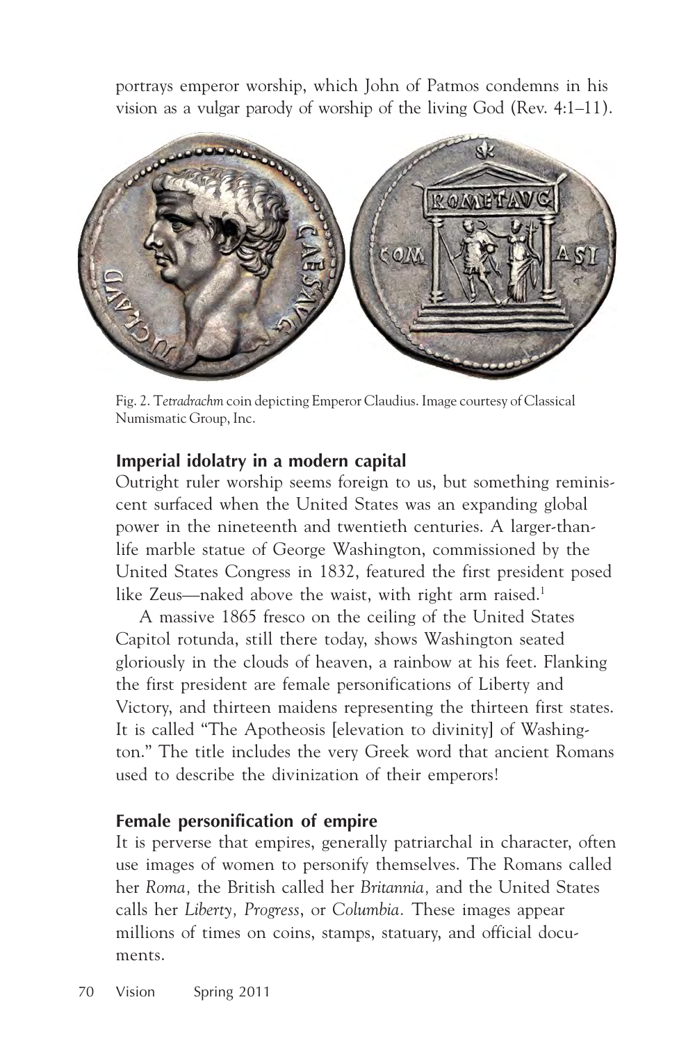portrays emperor worship, which John of Patmos condemns in his vision as a vulgar parody of worship of the living God (Rev. 4:1–11).

Fig. 2. *Tetradrachm* coin depicting Emperor Claudius. Image courtesy of Classical Numismatic Group, Inc.

### Imperial idolatry in a modern capital

Outright ruler worship seems foreign to us, but something reminiscent surfaced when the United States was an expanding global power in the nineteenth and twentieth centuries. A larger-than-life marble statue of George Washington, commissioned by the United States Congress in 1832, featured the first president posed like Zeus—naked above the waist, with right arm raised.[1]

A massive 1865 fresco on the ceiling of the United States Capitol rotunda, still there today, shows Washington seated gloriously in the clouds of heaven, a rainbow at his feet. Flanking the first president are female personifications of Liberty and Victory, and thirteen maidens representing the thirteen first states. It is called "The Apotheosis [elevation to divinity] of Washington." The title includes the very Greek word that ancient Romans used to describe the divinization of their emperors!

### Female personification of empire

It is perverse that empires, generally patriarchal in character, often use images of women to personify themselves. The Romans called her *Roma,* the British called her *Britannia,* and the United States calls her *Liberty, Progress*, or *Columbia.* These images appear millions of times on coins, stamps, statuary, and official documents.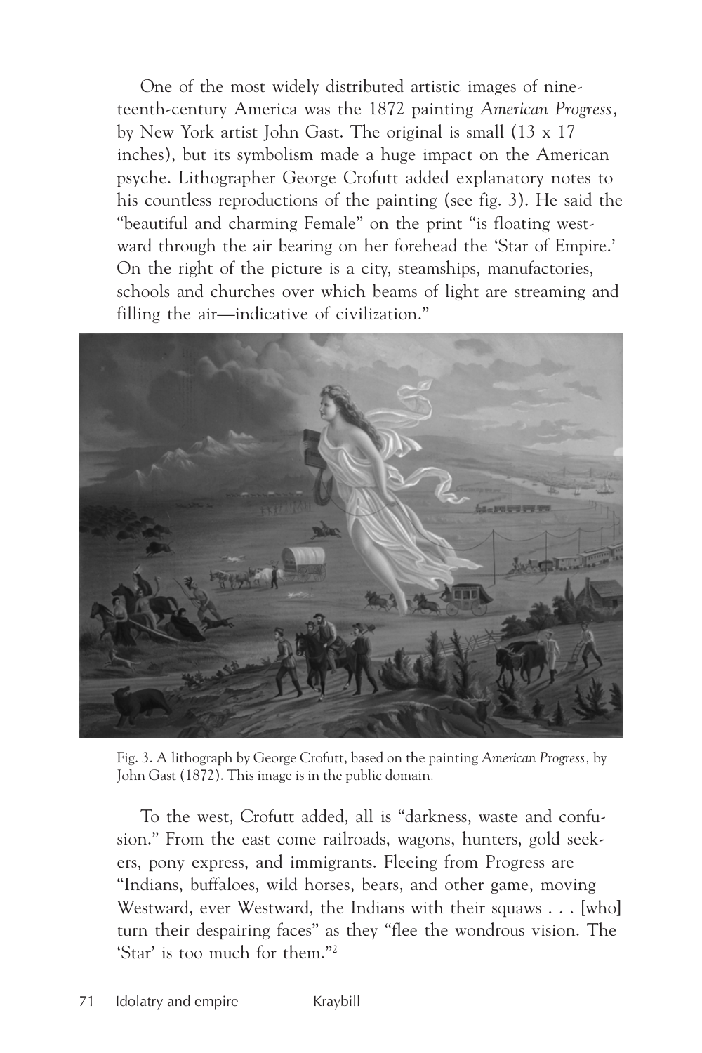One of the most widely distributed artistic images of nineteenth-century America was the 1872 painting *American Progress*, by New York artist John Gast. The original is small (13 x 17 inches), but its symbolism made a huge impact on the American psyche. Lithographer George Crofutt added explanatory notes to his countless reproductions of the painting (see fig. 3). He said the "beautiful and charming Female" on the print "is floating westward through the air bearing on her forehead the 'Star of Empire.' On the right of the picture is a city, steamships, manufactories, schools and churches over which beams of light are streaming and filling the air—indicative of civilization."

Fig. 3. A lithograph by George Crofutt, based on the painting *American Progress*, by John Gast (1872). This image is in the public domain.

To the west, Crofutt added, all is "darkness, waste and confusion." From the east come railroads, wagons, hunters, gold seekers, pony express, and immigrants. Fleeing from Progress are "Indians, buffaloes, wild horses, bears, and other game, moving Westward, ever Westward, the Indians with their squaws . . . [who] turn their despairing faces" as they "flee the wondrous vision. The 'Star' is too much for them."[2]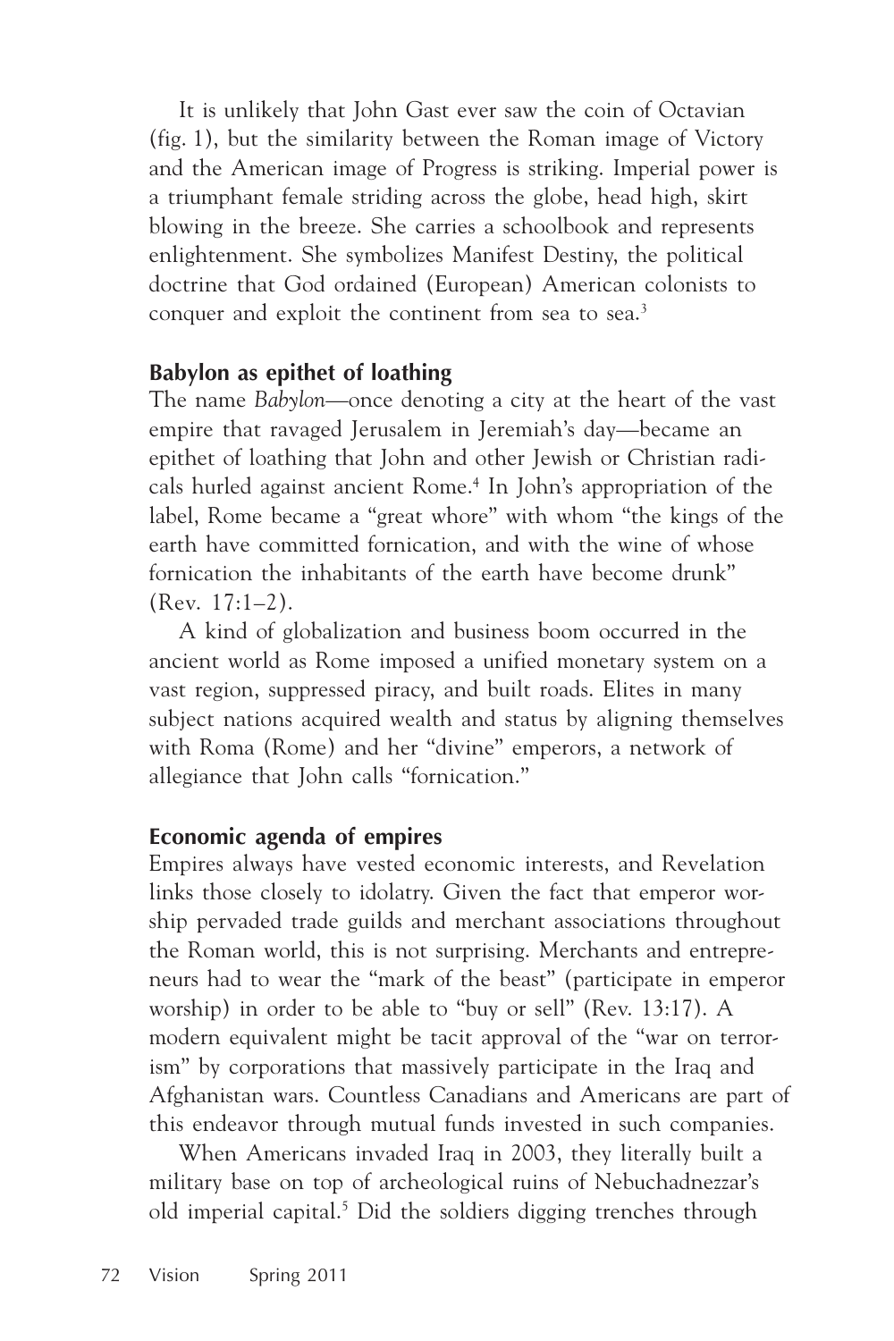It is unlikely that John Gast ever saw the coin of Octavian (fig. 1), but the similarity between the Roman image of Victory and the American image of Progress is striking. Imperial power is a triumphant female striding across the globe, head high, skirt blowing in the breeze. She carries a schoolbook and represents enlightenment. She symbolizes Manifest Destiny, the political doctrine that God ordained (European) American colonists to conquer and exploit the continent from sea to sea.[3]

## Babylon as epithet of loathing

The name *Babylon*—once denoting a city at the heart of the vast empire that ravaged Jerusalem in Jeremiah's day—became an epithet of loathing that John and other Jewish or Christian radicals hurled against ancient Rome.[4] In John's appropriation of the label, Rome became a "great whore" with whom "the kings of the earth have committed fornication, and with the wine of whose fornication the inhabitants of the earth have become drunk" (Rev. 17:1–2).

A kind of globalization and business boom occurred in the ancient world as Rome imposed a unified monetary system on a vast region, suppressed piracy, and built roads. Elites in many subject nations acquired wealth and status by aligning themselves with Roma (Rome) and her "divine" emperors, a network of allegiance that John calls "fornication."

## Economic agenda of empires

Empires always have vested economic interests, and Revelation links those closely to idolatry. Given the fact that emperor worship pervaded trade guilds and merchant associations throughout the Roman world, this is not surprising. Merchants and entrepreneurs had to wear the "mark of the beast" (participate in emperor worship) in order to be able to "buy or sell" (Rev. 13:17). A modern equivalent might be tacit approval of the "war on terrorism" by corporations that massively participate in the Iraq and Afghanistan wars. Countless Canadians and Americans are part of this endeavor through mutual funds invested in such companies.

When Americans invaded Iraq in 2003, they literally built a military base on top of archeological ruins of Nebuchadnezzar's old imperial capital.[5] Did the soldiers digging trenches through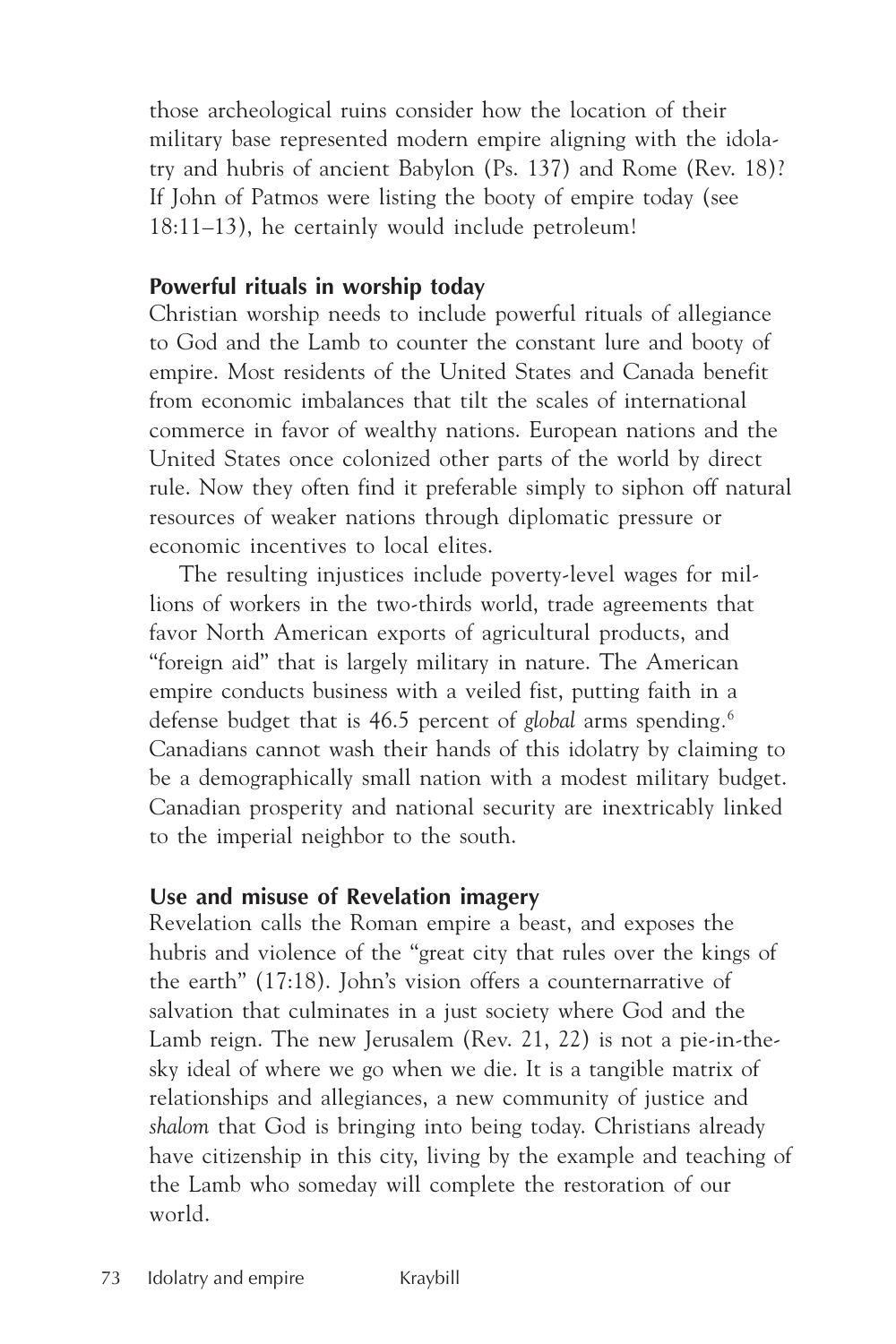those archeological ruins consider how the location of their military base represented modern empire aligning with the idolatry and hubris of ancient Babylon (Ps. 137) and Rome (Rev. 18)? If John of Patmos were listing the booty of empire today (see 18:11–13), he certainly would include petroleum!

## Powerful rituals in worship today

Christian worship needs to include powerful rituals of allegiance to God and the Lamb to counter the constant lure and booty of empire. Most residents of the United States and Canada benefit from economic imbalances that tilt the scales of international commerce in favor of wealthy nations. European nations and the United States once colonized other parts of the world by direct rule. Now they often find it preferable simply to siphon off natural resources of weaker nations through diplomatic pressure or economic incentives to local elites.

The resulting injustices include poverty-level wages for millions of workers in the two-thirds world, trade agreements that favor North American exports of agricultural products, and "foreign aid" that is largely military in nature. The American empire conducts business with a veiled fist, putting faith in a defense budget that is 46.5 percent of *global* arms spending.[6] Canadians cannot wash their hands of this idolatry by claiming to be a demographically small nation with a modest military budget. Canadian prosperity and national security are inextricably linked to the imperial neighbor to the south.

## Use and misuse of Revelation imagery

Revelation calls the Roman empire a beast, and exposes the hubris and violence of the "great city that rules over the kings of the earth" (17:18). John's vision offers a counternarrative of salvation that culminates in a just society where God and the Lamb reign. The new Jerusalem (Rev. 21, 22) is not a pie-in-the-sky ideal of where we go when we die. It is a tangible matrix of relationships and allegiances, a new community of justice and *shalom* that God is bringing into being today. Christians already have citizenship in this city, living by the example and teaching of the Lamb who someday will complete the restoration of our world.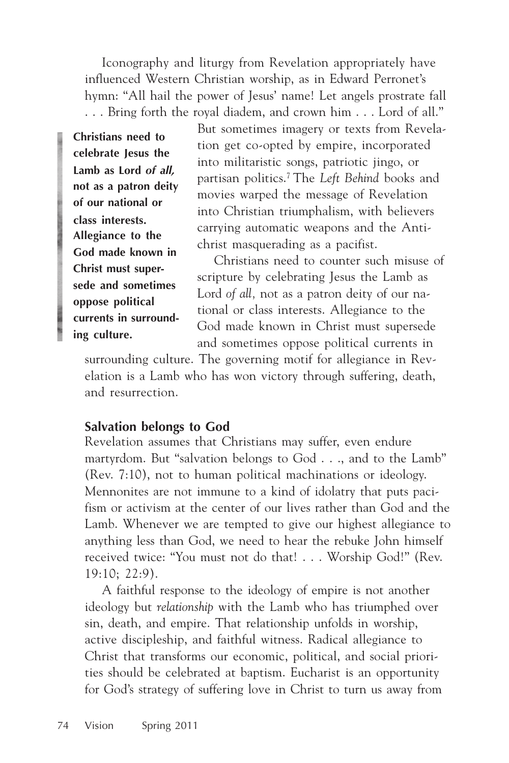Iconography and liturgy from Revelation appropriately have influenced Western Christian worship, as in Edward Perronet's hymn: "All hail the power of Jesus' name! Let angels prostrate fall . . . Bring forth the royal diadem, and crown him . . . Lord of all." But sometimes imagery or texts from Revelation get co-opted by empire, incorporated into militaristic songs, patriotic jingo, or partisan politics.[7] The *Left Behind* books and movies warped the message of Revelation into Christian triumphalism, with believers carrying automatic weapons and the Antichrist masquerading as a pacifist.

**Christians need to celebrate Jesus the Lamb as Lord *of all,* not as a patron deity of our national or class interests. Allegiance to the God made known in Christ must supersede and sometimes oppose political currents in surrounding culture.**

Christians need to counter such misuse of scripture by celebrating Jesus the Lamb as Lord *of all,* not as a patron deity of our national or class interests. Allegiance to the God made known in Christ must supersede and sometimes oppose political currents in surrounding culture. The governing motif for allegiance in Revelation is a Lamb who has won victory through suffering, death, and resurrection.

### Salvation belongs to God

Revelation assumes that Christians may suffer, even endure martyrdom. But "salvation belongs to God . . ., and to the Lamb" (Rev. 7:10), not to human political machinations or ideology. Mennonites are not immune to a kind of idolatry that puts pacifism or activism at the center of our lives rather than God and the Lamb. Whenever we are tempted to give our highest allegiance to anything less than God, we need to hear the rebuke John himself received twice: "You must not do that! . . . Worship God!" (Rev. 19:10; 22:9).

A faithful response to the ideology of empire is not another ideology but *relationship* with the Lamb who has triumphed over sin, death, and empire. That relationship unfolds in worship, active discipleship, and faithful witness. Radical allegiance to Christ that transforms our economic, political, and social priorities should be celebrated at baptism. Eucharist is an opportunity for God's strategy of suffering love in Christ to turn us away from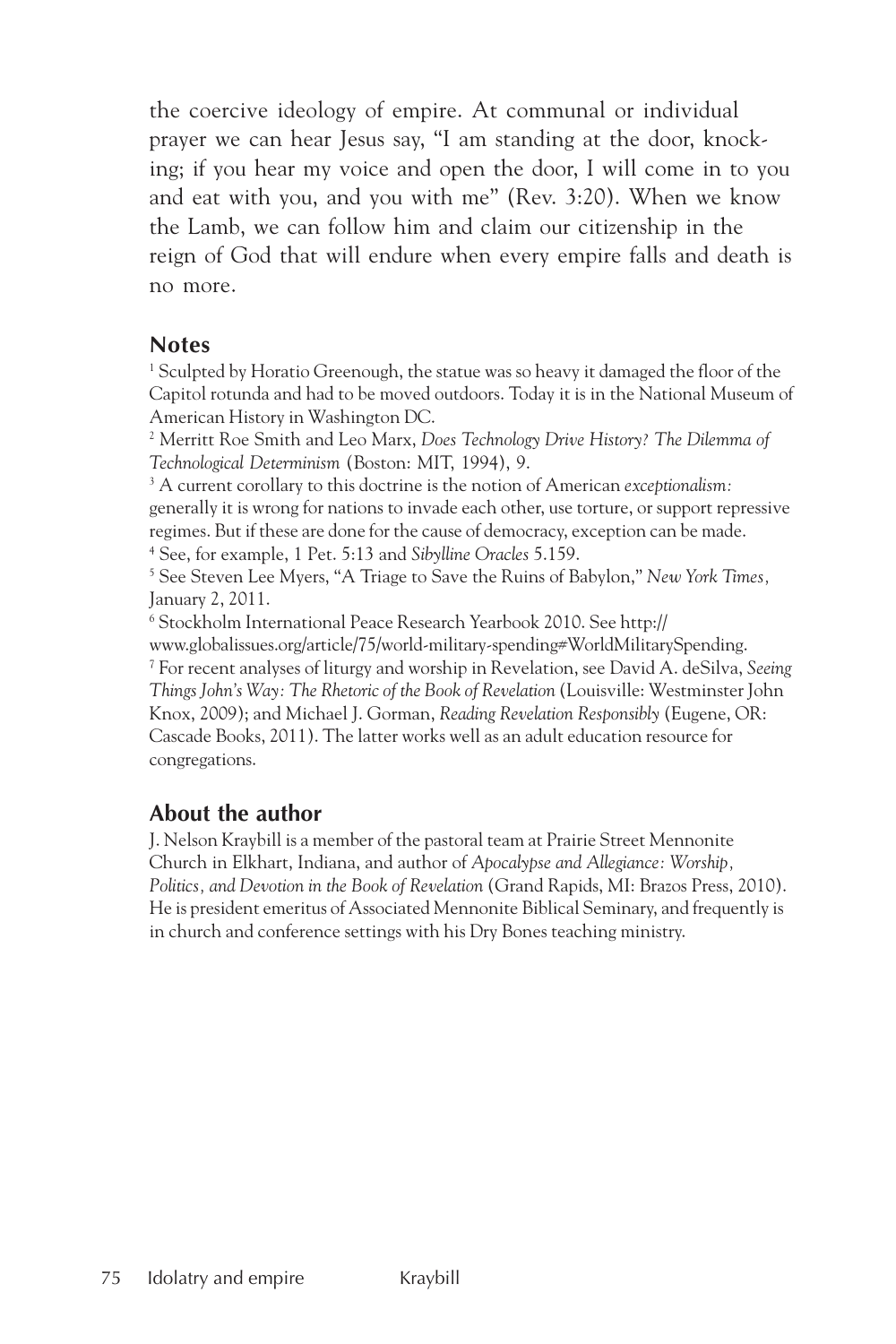the coercive ideology of empire. At communal or individual prayer we can hear Jesus say, "I am standing at the door, knocking; if you hear my voice and open the door, I will come in to you and eat with you, and you with me" (Rev. 3:20). When we know the Lamb, we can follow him and claim our citizenship in the reign of God that will endure when every empire falls and death is no more.

## Notes

[1] Sculpted by Horatio Greenough, the statue was so heavy it damaged the floor of the Capitol rotunda and had to be moved outdoors. Today it is in the National Museum of American History in Washington DC.

[2] Merritt Roe Smith and Leo Marx, *Does Technology Drive History? The Dilemma of Technological Determinism* (Boston: MIT, 1994), 9.

[3] A current corollary to this doctrine is the notion of American *exceptionalism:* generally it is wrong for nations to invade each other, use torture, or support repressive regimes. But if these are done for the cause of democracy, exception can be made.

[4] See, for example, 1 Pet. 5:13 and *Sibylline Oracles* 5.159.

[5] See Steven Lee Myers, "A Triage to Save the Ruins of Babylon," *New York Times,* January 2, 2011.

[6] Stockholm International Peace Research Yearbook 2010. See http://www.globalissues.org/article/75/world-military-spending#WorldMilitarySpending.

[7] For recent analyses of liturgy and worship in Revelation, see David A. deSilva, *Seeing Things John's Way: The Rhetoric of the Book of Revelation* (Louisville: Westminster John Knox, 2009); and Michael J. Gorman, *Reading Revelation Responsibly* (Eugene, OR: Cascade Books, 2011). The latter works well as an adult education resource for congregations.

## About the author

J. Nelson Kraybill is a member of the pastoral team at Prairie Street Mennonite Church in Elkhart, Indiana, and author of *Apocalypse and Allegiance: Worship, Politics, and Devotion in the Book of Revelation* (Grand Rapids, MI: Brazos Press, 2010). He is president emeritus of Associated Mennonite Biblical Seminary, and frequently is in church and conference settings with his Dry Bones teaching ministry.